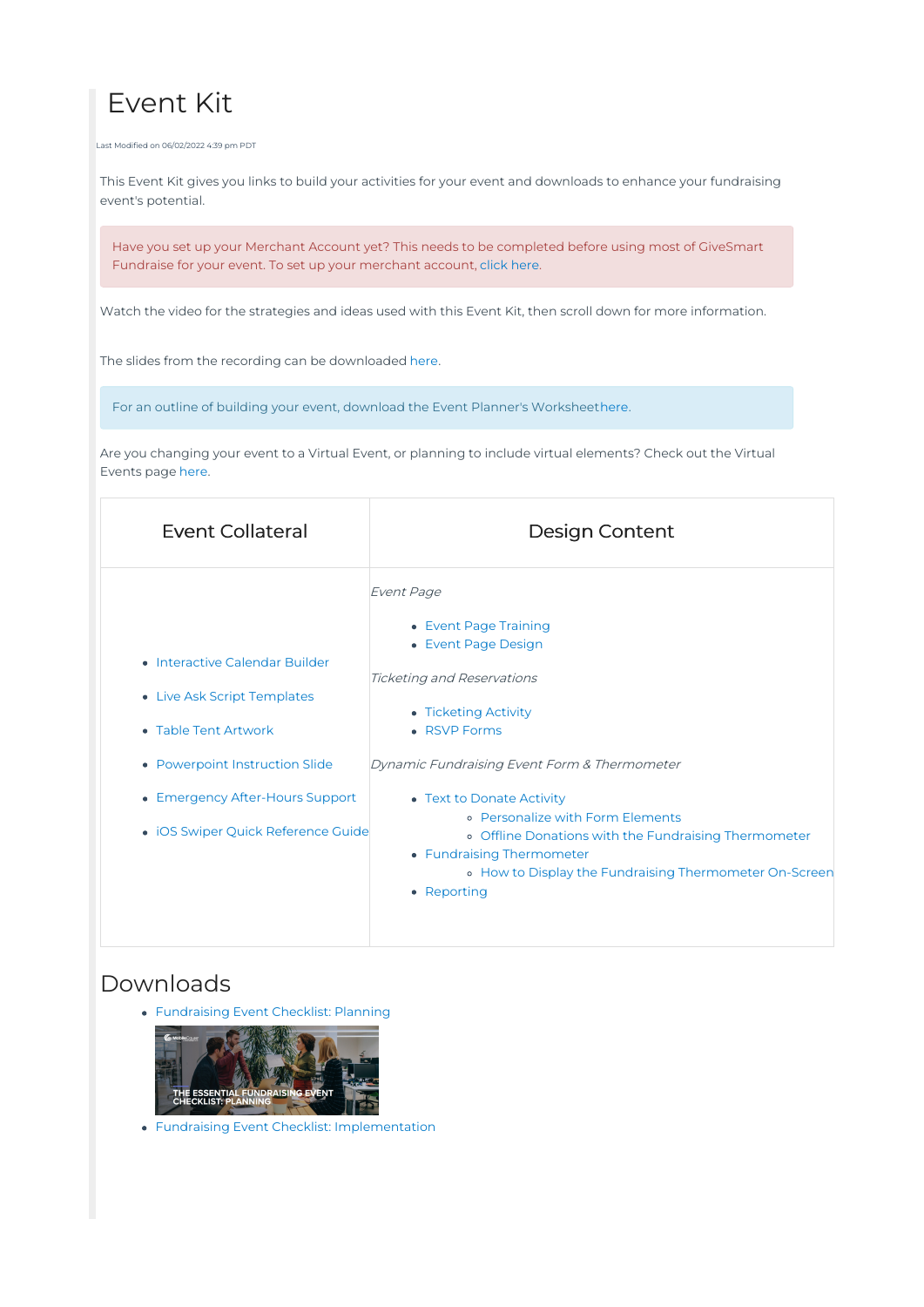# Event Kit

Last Modified on 06/02/2022 4:39 pm PDT

This Event Kit gives you links to build your activities for your event and downloads to enhance your fundraising event's potential.

Have you set up your Merchant Account yet? This needs to be completed before using most of GiveSmart Fundraise for your event. To set up your merchant account, click here.

Watch the video for the strategies and ideas used with this Event Kit, then scroll down for more information.

The slides from the recording can be downloaded here.

For an outline of building your event, download the Event Planner's Worksheethere.

Are you changing your event to a Virtual Event, or planning to include virtual elements? Check out the Virtual Events page here.

| Event Collateral | Design Content |
|---|---|
| • Interactive Calendar Builder<br>• Live Ask Script Templates<br>• Table Tent Artwork<br>• Powerpoint Instruction Slide<br>• Emergency After-Hours Support<br>• iOS Swiper Quick Reference Guide | *Event Page*<br>• Event Page Training<br>• Event Page Design<br>*Ticketing and Reservations*<br>• Ticketing Activity<br>• RSVP Forms<br>*Dynamic Fundraising Event Form & Thermometer*<br>• Text to Donate Activity<br>  ◦ Personalize with Form Elements<br>  ◦ Offline Donations with the Fundraising Thermometer<br>• Fundraising Thermometer<br>  ◦ How to Display the Fundraising Thermometer On-Screen<br>• Reporting |

## Downloads

- Fundraising Event Checklist: Planning
- Fundraising Event Checklist: Implementation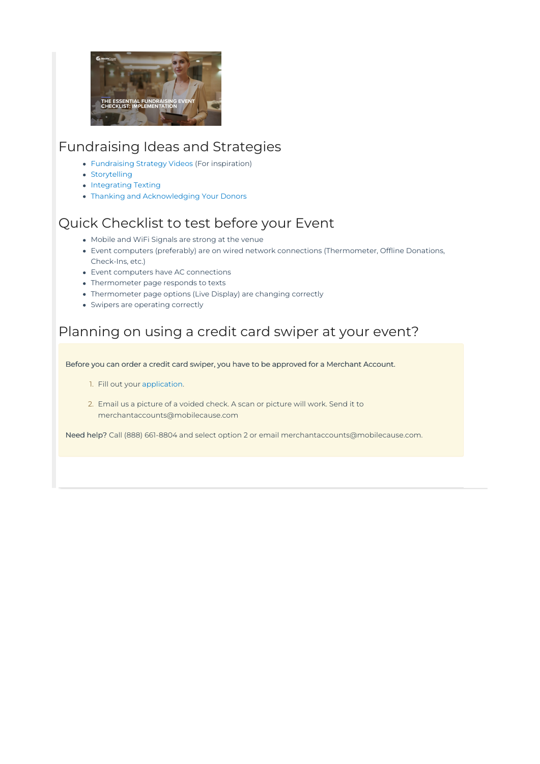## Fundraising Ideas and Strategies

- Fundraising Strategy Videos (For inspiration)
- Storytelling
- Integrating Texting
- Thanking and Acknowledging Your Donors

## Quick Checklist to test before your Event

- Mobile and WiFi Signals are strong at the venue
- Event computers (preferably) are on wired network connections (Thermometer, Offline Donations, Check-Ins, etc.)
- Event computers have AC connections
- Thermometer page responds to texts
- Thermometer page options (Live Display) are changing correctly
- Swipers are operating correctly

## Planning on using a credit card swiper at your event?

Before you can order a credit card swiper, you have to be approved for a Merchant Account.

1. Fill out your application.
2. Email us a picture of a voided check. A scan or picture will work. Send it to merchantaccounts@mobilecause.com

Need help? Call (888) 661-8804 and select option 2 or email merchantaccounts@mobilecause.com.